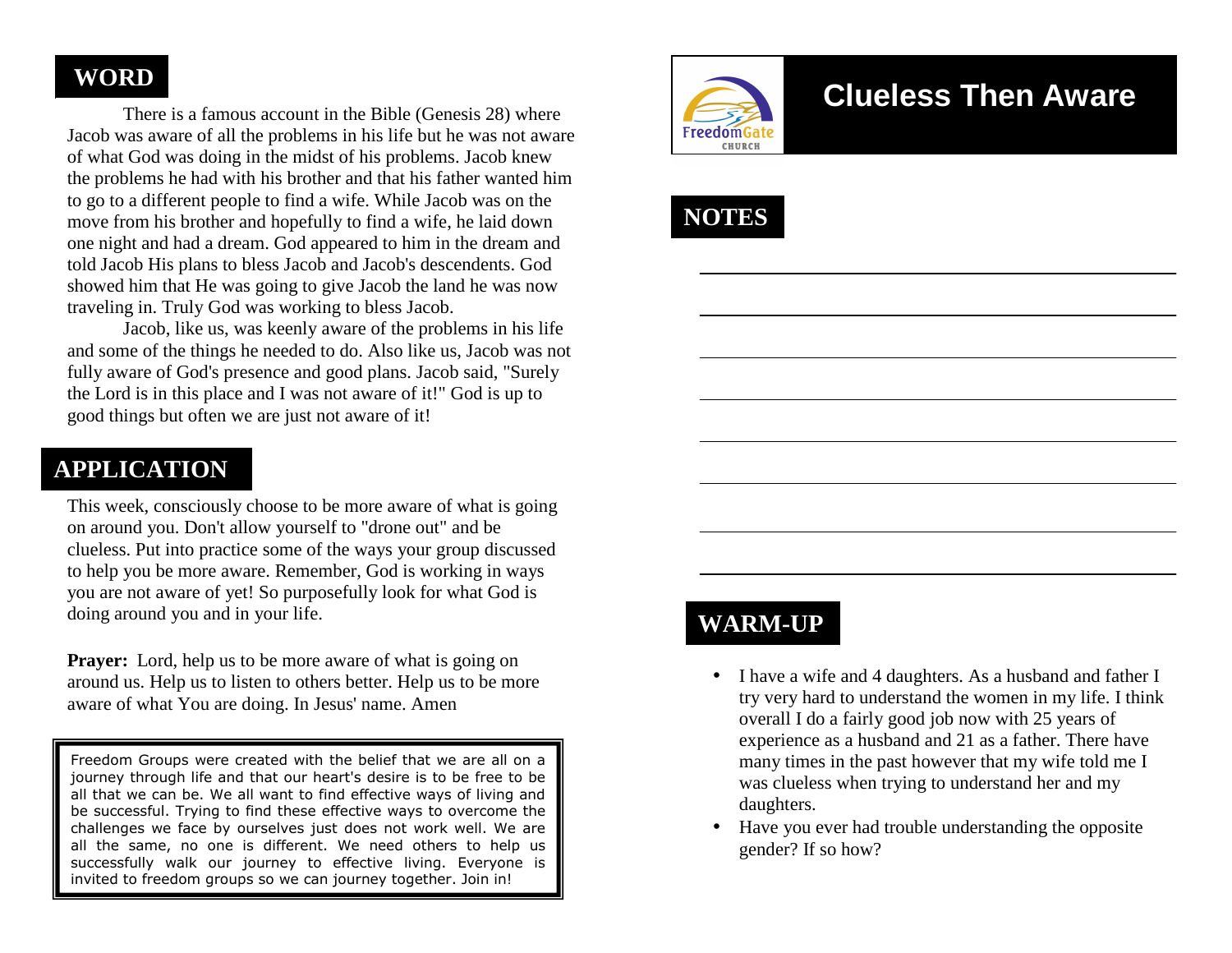# Clueless Then Aware

FreedomGate CHURCH

## WARM-UP

- I have a wife and 4 daughters. As a husband and father I try very hard to understand the women in my life. I think overall I do a fairly good job now with 25 years of experience as a husband and 21 as a father. There have many times in the past however that my wife told me I was clueless when trying to understand her and my daughters.
- Have you ever had trouble understanding the opposite gender? If so how?

## WORD

There is a famous account in the Bible (Genesis 28) where Jacob was aware of all the problems in his life but he was not aware of what God was doing in the midst of his problems. Jacob knew the problems he had with his brother and that his father wanted him to go to a different people to find a wife. While Jacob was on the move from his brother and hopefully to find a wife, he laid down one night and had a dream. God appeared to him in the dream and told Jacob His plans to bless Jacob and Jacob's descendents. God showed him that He was going to give Jacob the land he was now traveling in. Truly God was working to bless Jacob.

Jacob, like us, was keenly aware of the problems in his life and some of the things he needed to do. Also like us, Jacob was not fully aware of God's presence and good plans. Jacob said, "Surely the Lord is in this place and I was not aware of it!" God is up to good things but often we are just not aware of it!

## APPLICATION

This week, consciously choose to be more aware of what is going on around you. Don't allow yourself to "drone out" and be clueless. Put into practice some of the ways your group discussed to help you be more aware. Remember, God is working in ways you are not aware of yet! So purposefully look for what God is doing around you and in your life.

**Prayer:** Lord, help us to be more aware of what is going on around us. Help us to listen to others better. Help us to be more aware of what You are doing. In Jesus' name. Amen

> Freedom Groups were created with the belief that we are all on a journey through life and that our heart's desire is to be free to be all that we can be. We all want to find effective ways of living and be successful. Trying to find these effective ways to overcome the challenges we face by ourselves just does not work well. We are all the same, no one is different. We need others to help us successfully walk our journey to effective living. Everyone is invited to freedom groups so we can journey together. Join in!

## NOTES

______________________________

______________________________

______________________________

______________________________

______________________________

______________________________

______________________________

______________________________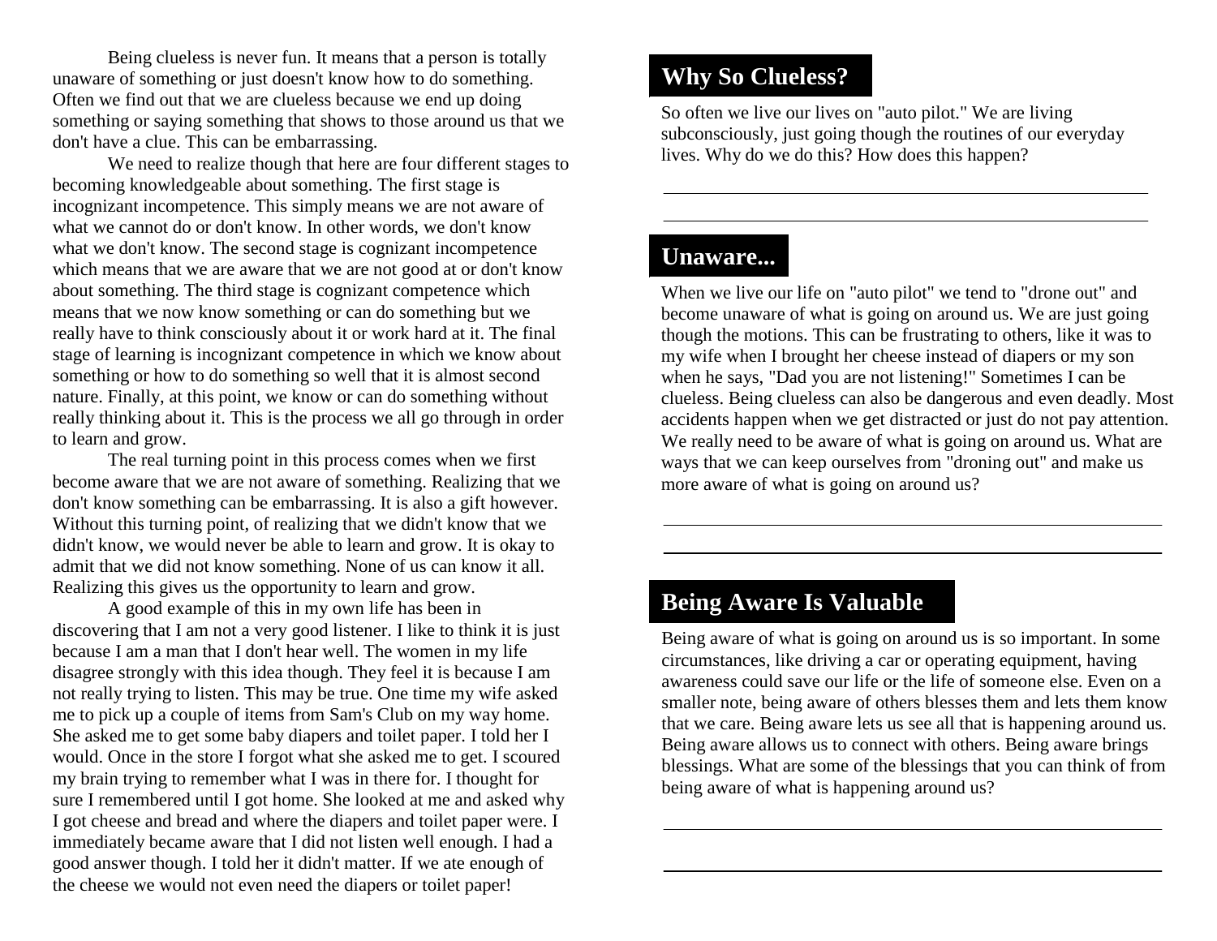Being clueless is never fun. It means that a person is totally unaware of something or just doesn't know how to do something. Often we find out that we are clueless because we end up doing something or saying something that shows to those around us that we don't have a clue. This can be embarrassing.

We need to realize though that here are four different stages to becoming knowledgeable about something. The first stage is incognizant incompetence. This simply means we are not aware of what we cannot do or don't know. In other words, we don't know what we don't know. The second stage is cognizant incompetence which means that we are aware that we are not good at or don't know about something. The third stage is cognizant competence which means that we now know something or can do something but we really have to think consciously about it or work hard at it. The final stage of learning is incognizant competence in which we know about something or how to do something so well that it is almost second nature. Finally, at this point, we know or can do something without really thinking about it. This is the process we all go through in order to learn and grow.

The real turning point in this process comes when we first become aware that we are not aware of something. Realizing that we don't know something can be embarrassing. It is also a gift however. Without this turning point, of realizing that we didn't know that we didn't know, we would never be able to learn and grow. It is okay to admit that we did not know something. None of us can know it all. Realizing this gives us the opportunity to learn and grow.

A good example of this in my own life has been in discovering that I am not a very good listener. I like to think it is just because I am a man that I don't hear well. The women in my life disagree strongly with this idea though. They feel it is because I am not really trying to listen. This may be true. One time my wife asked me to pick up a couple of items from Sam's Club on my way home. She asked me to get some baby diapers and toilet paper. I told her I would. Once in the store I forgot what she asked me to get. I scoured my brain trying to remember what I was in there for. I thought for sure I remembered until I got home. She looked at me and asked why I got cheese and bread and where the diapers and toilet paper were. I immediately became aware that I did not listen well enough. I had a good answer though. I told her it didn't matter. If we ate enough of the cheese we would not even need the diapers or toilet paper!

## Why So Clueless?

So often we live our lives on "auto pilot." We are living subconsciously, just going though the routines of our everyday lives. Why do we do this? How does this happen?

______________________________________________________

______________________________________________________

## Unaware...

When we live our life on "auto pilot" we tend to "drone out" and become unaware of what is going on around us. We are just going though the motions. This can be frustrating to others, like it was to my wife when I brought her cheese instead of diapers or my son when he says, "Dad you are not listening!" Sometimes I can be clueless. Being clueless can also be dangerous and even deadly. Most accidents happen when we get distracted or just do not pay attention. We really need to be aware of what is going on around us. What are ways that we can keep ourselves from "droning out" and make us more aware of what is going on around us?

______________________________________________________

______________________________________________________

## Being Aware Is Valuable

Being aware of what is going on around us is so important. In some circumstances, like driving a car or operating equipment, having awareness could save our life or the life of someone else. Even on a smaller note, being aware of others blesses them and lets them know that we care. Being aware lets us see all that is happening around us. Being aware allows us to connect with others. Being aware brings blessings. What are some of the blessings that you can think of from being aware of what is happening around us?

______________________________________________________

______________________________________________________